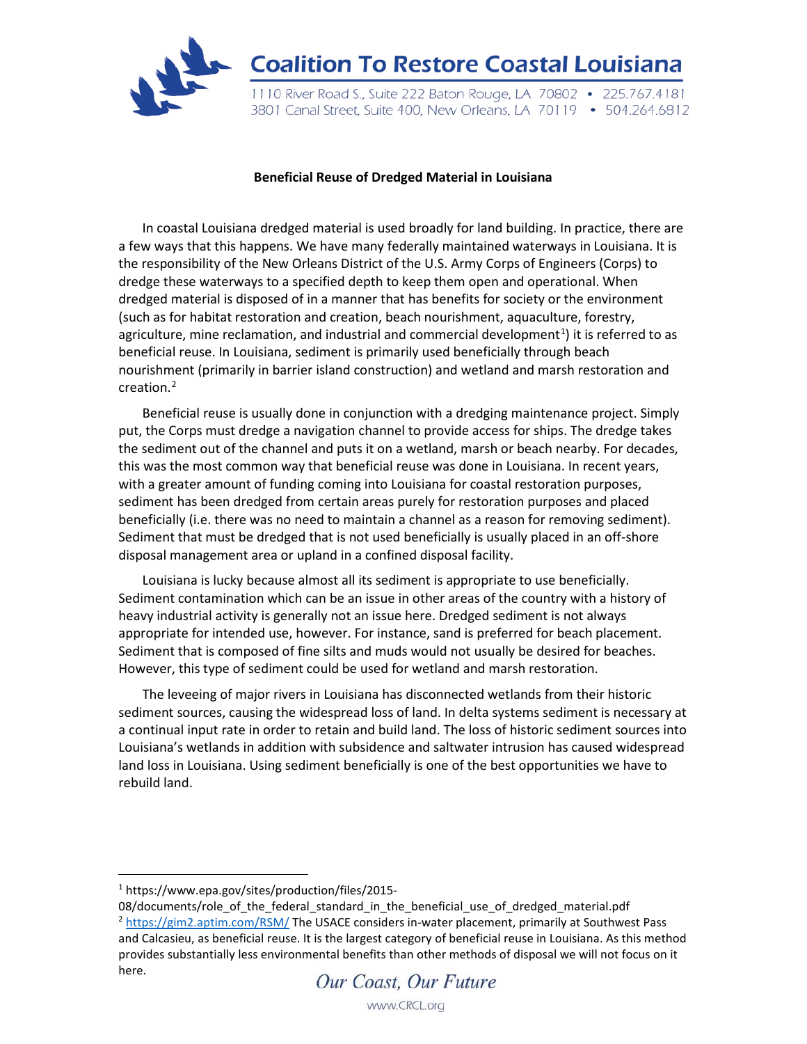# Coalition To Restore Coastal Louisiana

1110 River Road S., Suite 222 Baton Rouge, LA 70802 • 225.767.4181
3801 Canal Street, Suite 400, New Orleans, LA 70119 • 504.264.6812

**Beneficial Reuse of Dredged Material in Louisiana**

In coastal Louisiana dredged material is used broadly for land building. In practice, there are a few ways that this happens. We have many federally maintained waterways in Louisiana. It is the responsibility of the New Orleans District of the U.S. Army Corps of Engineers (Corps) to dredge these waterways to a specified depth to keep them open and operational. When dredged material is disposed of in a manner that has benefits for society or the environment (such as for habitat restoration and creation, beach nourishment, aquaculture, forestry, agriculture, mine reclamation, and industrial and commercial development[1]) it is referred to as beneficial reuse. In Louisiana, sediment is primarily used beneficially through beach nourishment (primarily in barrier island construction) and wetland and marsh restoration and creation.[2]

Beneficial reuse is usually done in conjunction with a dredging maintenance project. Simply put, the Corps must dredge a navigation channel to provide access for ships. The dredge takes the sediment out of the channel and puts it on a wetland, marsh or beach nearby. For decades, this was the most common way that beneficial reuse was done in Louisiana. In recent years, with a greater amount of funding coming into Louisiana for coastal restoration purposes, sediment has been dredged from certain areas purely for restoration purposes and placed beneficially (i.e. there was no need to maintain a channel as a reason for removing sediment). Sediment that must be dredged that is not used beneficially is usually placed in an off-shore disposal management area or upland in a confined disposal facility.

Louisiana is lucky because almost all its sediment is appropriate to use beneficially. Sediment contamination which can be an issue in other areas of the country with a history of heavy industrial activity is generally not an issue here. Dredged sediment is not always appropriate for intended use, however. For instance, sand is preferred for beach placement. Sediment that is composed of fine silts and muds would not usually be desired for beaches. However, this type of sediment could be used for wetland and marsh restoration.

The leveeing of major rivers in Louisiana has disconnected wetlands from their historic sediment sources, causing the widespread loss of land. In delta systems sediment is necessary at a continual input rate in order to retain and build land. The loss of historic sediment sources into Louisiana's wetlands in addition with subsidence and saltwater intrusion has caused widespread land loss in Louisiana. Using sediment beneficially is one of the best opportunities we have to rebuild land.

---

[1] https://www.epa.gov/sites/production/files/2015-08/documents/role_of_the_federal_standard_in_the_beneficial_use_of_dredged_material.pdf

[2] https://gim2.aptim.com/RSM/ The USACE considers in-water placement, primarily at Southwest Pass and Calcasieu, as beneficial reuse. It is the largest category of beneficial reuse in Louisiana. As this method provides substantially less environmental benefits than other methods of disposal we will not focus on it here.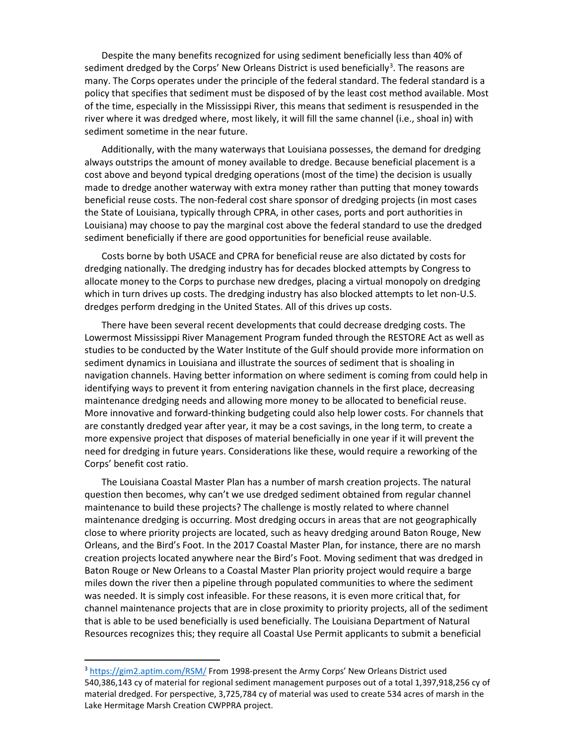Despite the many benefits recognized for using sediment beneficially less than 40% of sediment dredged by the Corps' New Orleans District is used beneficially[3]. The reasons are many. The Corps operates under the principle of the federal standard. The federal standard is a policy that specifies that sediment must be disposed of by the least cost method available. Most of the time, especially in the Mississippi River, this means that sediment is resuspended in the river where it was dredged where, most likely, it will fill the same channel (i.e., shoal in) with sediment sometime in the near future.

Additionally, with the many waterways that Louisiana possesses, the demand for dredging always outstrips the amount of money available to dredge. Because beneficial placement is a cost above and beyond typical dredging operations (most of the time) the decision is usually made to dredge another waterway with extra money rather than putting that money towards beneficial reuse costs. The non-federal cost share sponsor of dredging projects (in most cases the State of Louisiana, typically through CPRA, in other cases, ports and port authorities in Louisiana) may choose to pay the marginal cost above the federal standard to use the dredged sediment beneficially if there are good opportunities for beneficial reuse available.

Costs borne by both USACE and CPRA for beneficial reuse are also dictated by costs for dredging nationally. The dredging industry has for decades blocked attempts by Congress to allocate money to the Corps to purchase new dredges, placing a virtual monopoly on dredging which in turn drives up costs. The dredging industry has also blocked attempts to let non-U.S. dredges perform dredging in the United States. All of this drives up costs.

There have been several recent developments that could decrease dredging costs. The Lowermost Mississippi River Management Program funded through the RESTORE Act as well as studies to be conducted by the Water Institute of the Gulf should provide more information on sediment dynamics in Louisiana and illustrate the sources of sediment that is shoaling in navigation channels. Having better information on where sediment is coming from could help in identifying ways to prevent it from entering navigation channels in the first place, decreasing maintenance dredging needs and allowing more money to be allocated to beneficial reuse. More innovative and forward-thinking budgeting could also help lower costs. For channels that are constantly dredged year after year, it may be a cost savings, in the long term, to create a more expensive project that disposes of material beneficially in one year if it will prevent the need for dredging in future years. Considerations like these, would require a reworking of the Corps' benefit cost ratio.

The Louisiana Coastal Master Plan has a number of marsh creation projects. The natural question then becomes, why can't we use dredged sediment obtained from regular channel maintenance to build these projects? The challenge is mostly related to where channel maintenance dredging is occurring. Most dredging occurs in areas that are not geographically close to where priority projects are located, such as heavy dredging around Baton Rouge, New Orleans, and the Bird's Foot. In the 2017 Coastal Master Plan, for instance, there are no marsh creation projects located anywhere near the Bird's Foot. Moving sediment that was dredged in Baton Rouge or New Orleans to a Coastal Master Plan priority project would require a barge miles down the river then a pipeline through populated communities to where the sediment was needed. It is simply cost infeasible. For these reasons, it is even more critical that, for channel maintenance projects that are in close proximity to priority projects, all of the sediment that is able to be used beneficially is used beneficially. The Louisiana Department of Natural Resources recognizes this; they require all Coastal Use Permit applicants to submit a beneficial

---

[3] https://gim2.aptim.com/RSM/ From 1998-present the Army Corps' New Orleans District used 540,386,143 cy of material for regional sediment management purposes out of a total 1,397,918,256 cy of material dredged. For perspective, 3,725,784 cy of material was used to create 534 acres of marsh in the Lake Hermitage Marsh Creation CWPPRA project.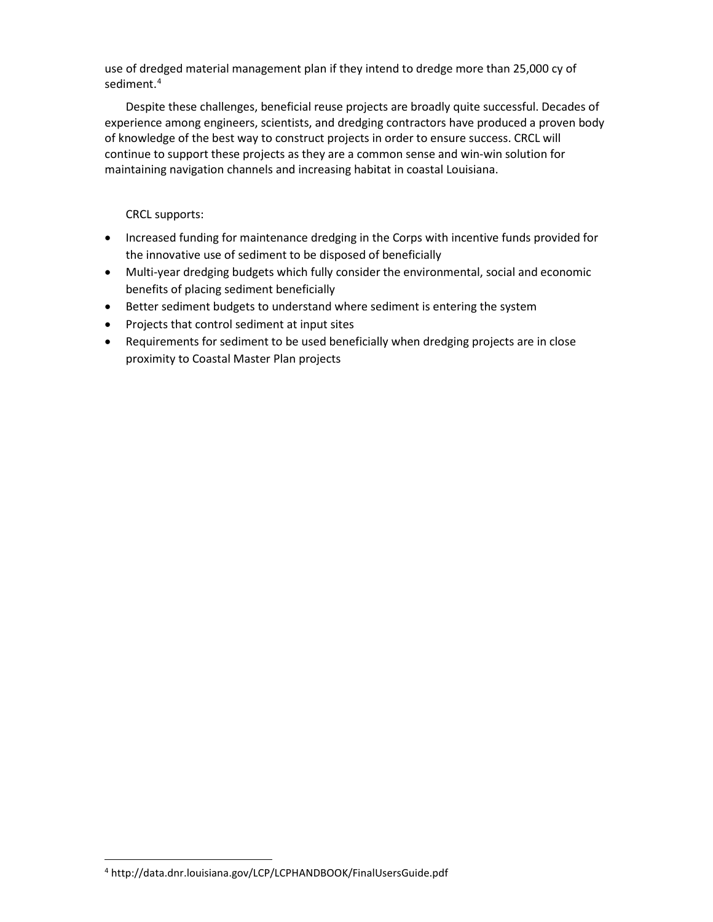use of dredged material management plan if they intend to dredge more than 25,000 cy of sediment.[4]

Despite these challenges, beneficial reuse projects are broadly quite successful. Decades of experience among engineers, scientists, and dredging contractors have produced a proven body of knowledge of the best way to construct projects in order to ensure success. CRCL will continue to support these projects as they are a common sense and win-win solution for maintaining navigation channels and increasing habitat in coastal Louisiana.

CRCL supports:

- Increased funding for maintenance dredging in the Corps with incentive funds provided for the innovative use of sediment to be disposed of beneficially
- Multi-year dredging budgets which fully consider the environmental, social and economic benefits of placing sediment beneficially
- Better sediment budgets to understand where sediment is entering the system
- Projects that control sediment at input sites
- Requirements for sediment to be used beneficially when dredging projects are in close proximity to Coastal Master Plan projects

[4] http://data.dnr.louisiana.gov/LCP/LCPHANDBOOK/FinalUsersGuide.pdf